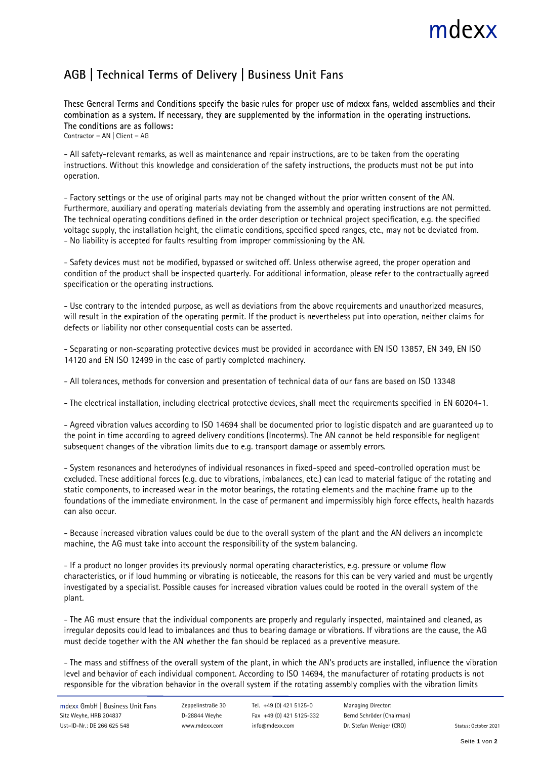# AGB | Technical Terms of Delivery | Business Unit Fans

**These General Terms and Conditions specify the basic rules for proper use of mdexx fans, welded assemblies and their combination as a system. If necessary, they are supplemented by the information in the operating instructions.**
**The conditions are as follows:**
Contractor = AN | Client = AG

- All safety-relevant remarks, as well as maintenance and repair instructions, are to be taken from the operating instructions. Without this knowledge and consideration of the safety instructions, the products must not be put into operation.

- Factory settings or the use of original parts may not be changed without the prior written consent of the AN. Furthermore, auxiliary and operating materials deviating from the assembly and operating instructions are not permitted. The technical operating conditions defined in the order description or technical project specification, e.g. the specified voltage supply, the installation height, the climatic conditions, specified speed ranges, etc., may not be deviated from.
- No liability is accepted for faults resulting from improper commissioning by the AN.

- Safety devices must not be modified, bypassed or switched off. Unless otherwise agreed, the proper operation and condition of the product shall be inspected quarterly. For additional information, please refer to the contractually agreed specification or the operating instructions.

- Use contrary to the intended purpose, as well as deviations from the above requirements and unauthorized measures, will result in the expiration of the operating permit. If the product is nevertheless put into operation, neither claims for defects or liability nor other consequential costs can be asserted.

- Separating or non-separating protective devices must be provided in accordance with EN ISO 13857, EN 349, EN ISO 14120 and EN ISO 12499 in the case of partly completed machinery.

- All tolerances, methods for conversion and presentation of technical data of our fans are based on ISO 13348

- The electrical installation, including electrical protective devices, shall meet the requirements specified in EN 60204-1.

- Agreed vibration values according to ISO 14694 shall be documented prior to logistic dispatch and are guaranteed up to the point in time according to agreed delivery conditions (Incoterms). The AN cannot be held responsible for negligent subsequent changes of the vibration limits due to e.g. transport damage or assembly errors.

- System resonances and heterodynes of individual resonances in fixed-speed and speed-controlled operation must be excluded. These additional forces (e.g. due to vibrations, imbalances, etc.) can lead to material fatigue of the rotating and static components, to increased wear in the motor bearings, the rotating elements and the machine frame up to the foundations of the immediate environment. In the case of permanent and impermissibly high force effects, health hazards can also occur.

- Because increased vibration values could be due to the overall system of the plant and the AN delivers an incomplete machine, the AG must take into account the responsibility of the system balancing.

- If a product no longer provides its previously normal operating characteristics, e.g. pressure or volume flow characteristics, or if loud humming or vibrating is noticeable, the reasons for this can be very varied and must be urgently investigated by a specialist. Possible causes for increased vibration values could be rooted in the overall system of the plant.

- The AG must ensure that the individual components are properly and regularly inspected, maintained and cleaned, as irregular deposits could lead to imbalances and thus to bearing damage or vibrations. If vibrations are the cause, the AG must decide together with the AN whether the fan should be replaced as a preventive measure.

- The mass and stiffness of the overall system of the plant, in which the AN's products are installed, influence the vibration level and behavior of each individual component. According to ISO 14694, the manufacturer of rotating products is not responsible for the vibration behavior in the overall system if the rotating assembly complies with the vibration limits

mdexx GmbH | Business Unit Fans
Sitz Weyhe, HRB 204837
Ust-ID-Nr.: DE 266 625 548

Zeppelinstraße 30
D-28844 Weyhe
www.mdexx.com

Tel. +49 (0) 421 5125-0
Fax +49 (0) 421 5125-332
info@mdexx.com

Managing Director:
Bernd Schröder (Chairman)
Dr. Stefan Weniger (CRO)

Status: October 2021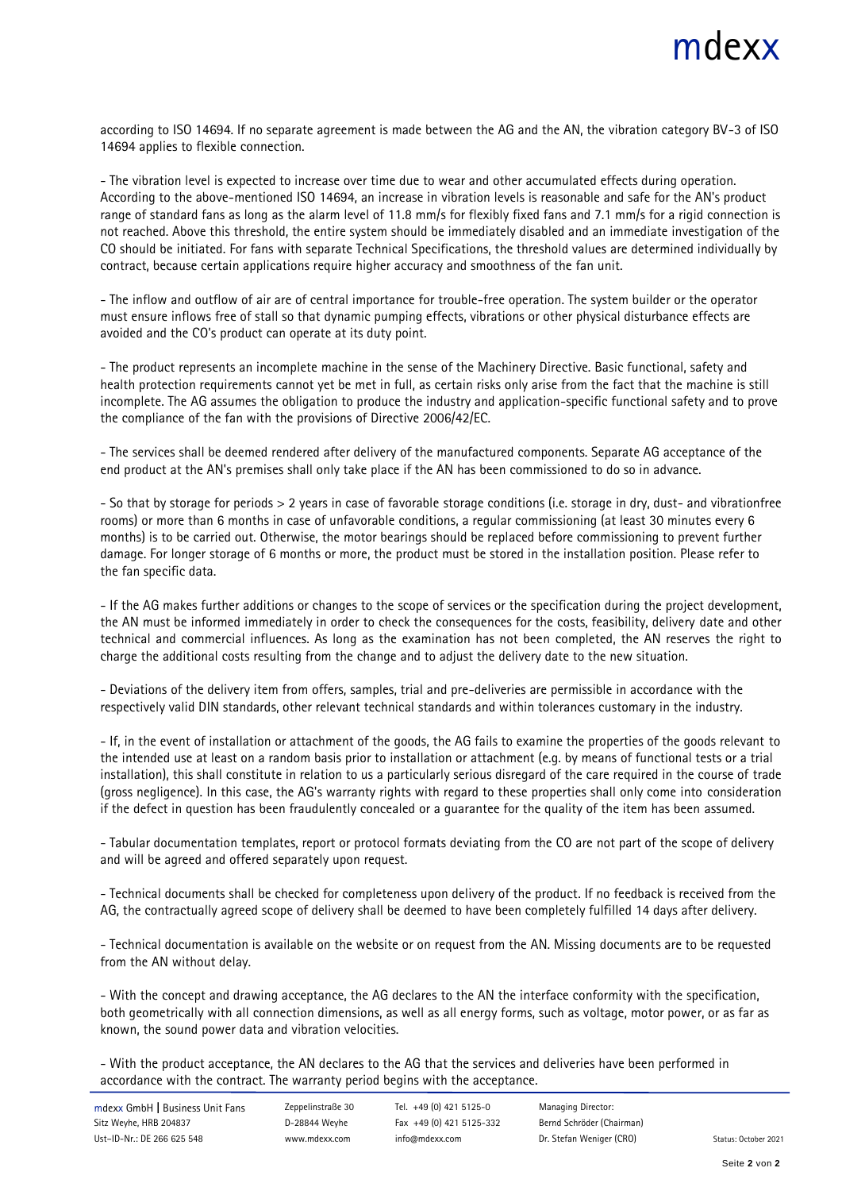according to ISO 14694. If no separate agreement is made between the AG and the AN, the vibration category BV-3 of ISO 14694 applies to flexible connection.

- The vibration level is expected to increase over time due to wear and other accumulated effects during operation. According to the above-mentioned ISO 14694, an increase in vibration levels is reasonable and safe for the AN's product range of standard fans as long as the alarm level of 11.8 mm/s for flexibly fixed fans and 7.1 mm/s for a rigid connection is not reached. Above this threshold, the entire system should be immediately disabled and an immediate investigation of the CO should be initiated. For fans with separate Technical Specifications, the threshold values are determined individually by contract, because certain applications require higher accuracy and smoothness of the fan unit.

- The inflow and outflow of air are of central importance for trouble-free operation. The system builder or the operator must ensure inflows free of stall so that dynamic pumping effects, vibrations or other physical disturbance effects are avoided and the CO's product can operate at its duty point.

- The product represents an incomplete machine in the sense of the Machinery Directive. Basic functional, safety and health protection requirements cannot yet be met in full, as certain risks only arise from the fact that the machine is still incomplete. The AG assumes the obligation to produce the industry and application-specific functional safety and to prove the compliance of the fan with the provisions of Directive 2006/42/EC.

- The services shall be deemed rendered after delivery of the manufactured components. Separate AG acceptance of the end product at the AN's premises shall only take place if the AN has been commissioned to do so in advance.

- So that by storage for periods > 2 years in case of favorable storage conditions (i.e. storage in dry, dust- and vibrationfree rooms) or more than 6 months in case of unfavorable conditions, a regular commissioning (at least 30 minutes every 6 months) is to be carried out. Otherwise, the motor bearings should be replaced before commissioning to prevent further damage. For longer storage of 6 months or more, the product must be stored in the installation position. Please refer to the fan specific data.

- If the AG makes further additions or changes to the scope of services or the specification during the project development, the AN must be informed immediately in order to check the consequences for the costs, feasibility, delivery date and other technical and commercial influences. As long as the examination has not been completed, the AN reserves the right to charge the additional costs resulting from the change and to adjust the delivery date to the new situation.

- Deviations of the delivery item from offers, samples, trial and pre-deliveries are permissible in accordance with the respectively valid DIN standards, other relevant technical standards and within tolerances customary in the industry.

- If, in the event of installation or attachment of the goods, the AG fails to examine the properties of the goods relevant to the intended use at least on a random basis prior to installation or attachment (e.g. by means of functional tests or a trial installation), this shall constitute in relation to us a particularly serious disregard of the care required in the course of trade (gross negligence). In this case, the AG's warranty rights with regard to these properties shall only come into consideration if the defect in question has been fraudulently concealed or a guarantee for the quality of the item has been assumed.

- Tabular documentation templates, report or protocol formats deviating from the CO are not part of the scope of delivery and will be agreed and offered separately upon request.

- Technical documents shall be checked for completeness upon delivery of the product. If no feedback is received from the AG, the contractually agreed scope of delivery shall be deemed to have been completely fulfilled 14 days after delivery.

- Technical documentation is available on the website or on request from the AN. Missing documents are to be requested from the AN without delay.

- With the concept and drawing acceptance, the AG declares to the AN the interface conformity with the specification, both geometrically with all connection dimensions, as well as all energy forms, such as voltage, motor power, or as far as known, the sound power data and vibration velocities.

- With the product acceptance, the AN declares to the AG that the services and deliveries have been performed in accordance with the contract. The warranty period begins with the acceptance.